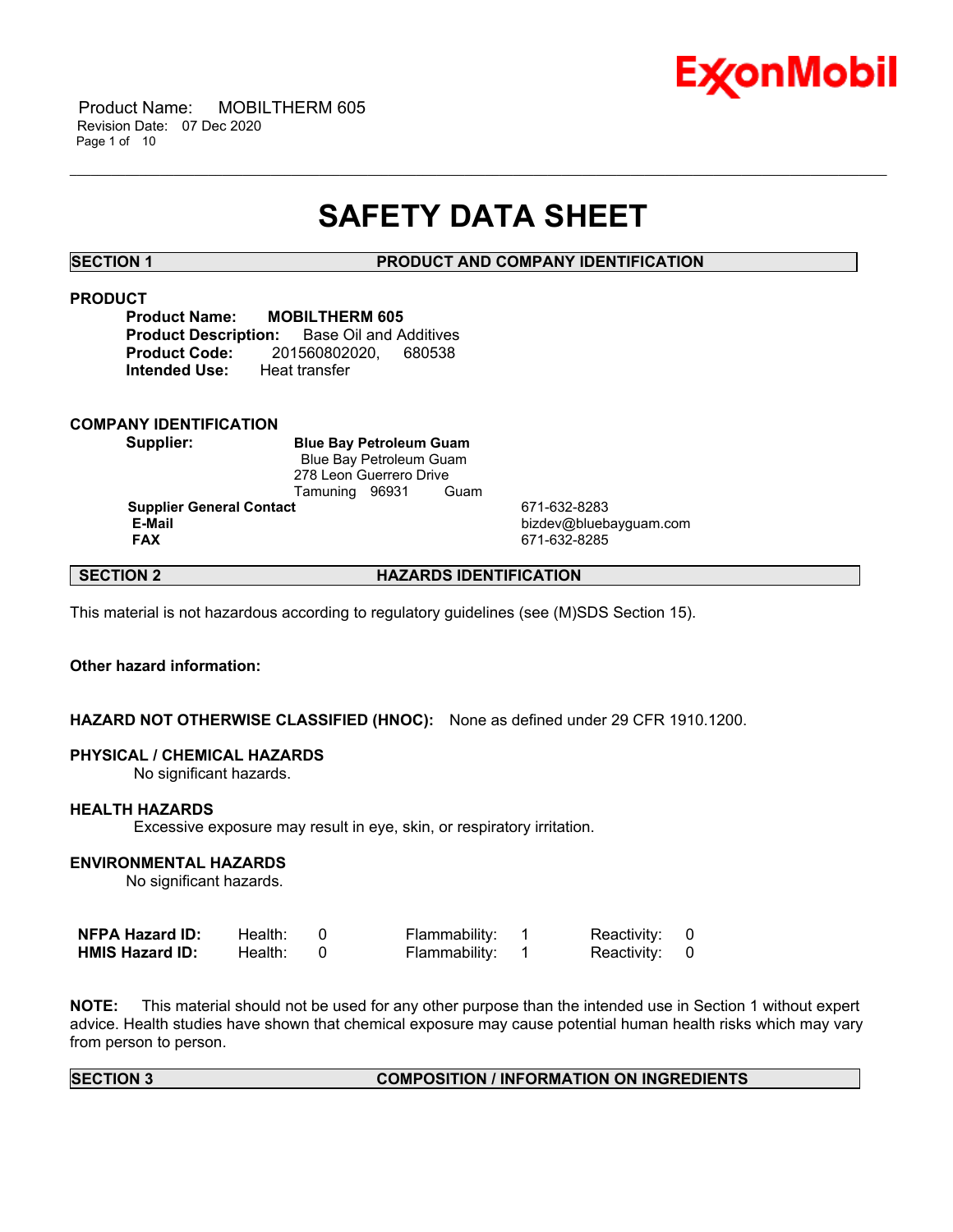# SAFETY DATA SHEET

## SECTION 1 PRODUCT AND COMPANY IDENTIFICATION

### PRODUCT

**Product Name:** **MOBILTHERM 605**
**Product Description:** Base Oil and Additives
**Product Code:** 201560802020, 680538
**Intended Use:** Heat transfer

### COMPANY IDENTIFICATION

**Supplier:** **Blue Bay Petroleum Guam**
Blue Bay Petroleum Guam
278 Leon Guerrero Drive
Tamuning 96931 Guam

| | |
|---|---|
| **Supplier General Contact** | 671-632-8283 |
| **E-Mail** | bizdev@bluebayguam.com |
| **FAX** | 671-632-8285 |

## SECTION 2 HAZARDS IDENTIFICATION

This material is not hazardous according to regulatory guidelines (see (M)SDS Section 15).

**Other hazard information:**

**HAZARD NOT OTHERWISE CLASSIFIED (HNOC):** None as defined under 29 CFR 1910.1200.

**PHYSICAL / CHEMICAL HAZARDS**
No significant hazards.

**HEALTH HAZARDS**
Excessive exposure may result in eye, skin, or respiratory irritation.

**ENVIRONMENTAL HAZARDS**
No significant hazards.

| | | | |
|---|---|---|---|
| **NFPA Hazard ID:** | Health: 0 | Flammability: 1 | Reactivity: 0 |
| **HMIS Hazard ID:** | Health: 0 | Flammability: 1 | Reactivity: 0 |

**NOTE:** This material should not be used for any other purpose than the intended use in Section 1 without expert advice. Health studies have shown that chemical exposure may cause potential human health risks which may vary from person to person.

## SECTION 3 COMPOSITION / INFORMATION ON INGREDIENTS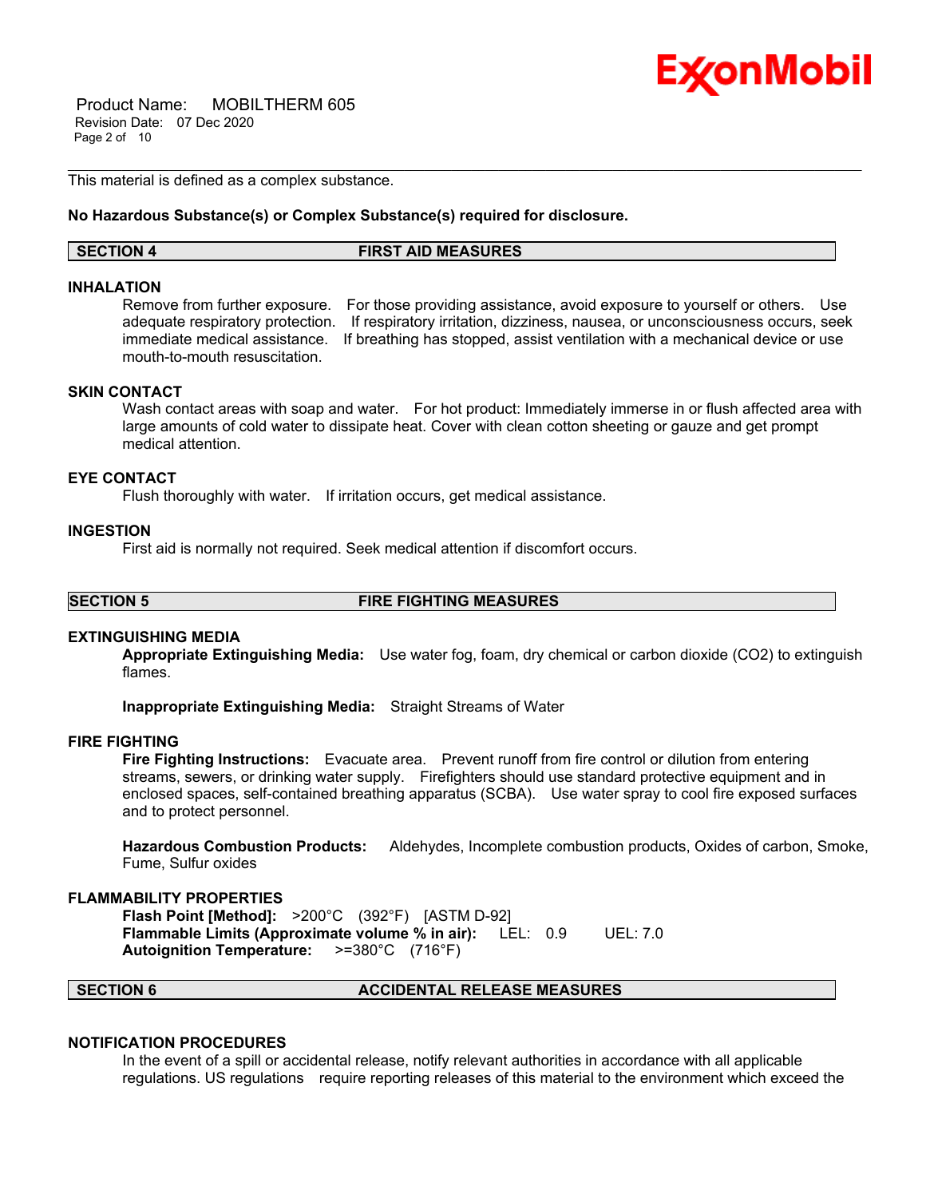This material is defined as a complex substance.

**No Hazardous Substance(s) or Complex Substance(s) required for disclosure.**

## SECTION 4 FIRST AID MEASURES

### INHALATION

Remove from further exposure. For those providing assistance, avoid exposure to yourself or others. Use adequate respiratory protection. If respiratory irritation, dizziness, nausea, or unconsciousness occurs, seek immediate medical assistance. If breathing has stopped, assist ventilation with a mechanical device or use mouth-to-mouth resuscitation.

### SKIN CONTACT

Wash contact areas with soap and water. For hot product: Immediately immerse in or flush affected area with large amounts of cold water to dissipate heat. Cover with clean cotton sheeting or gauze and get prompt medical attention.

### EYE CONTACT

Flush thoroughly with water. If irritation occurs, get medical assistance.

### INGESTION

First aid is normally not required. Seek medical attention if discomfort occurs.

## SECTION 5 FIRE FIGHTING MEASURES

### EXTINGUISHING MEDIA

**Appropriate Extinguishing Media:** Use water fog, foam, dry chemical or carbon dioxide ($CO_2$) to extinguish flames.

**Inappropriate Extinguishing Media:** Straight Streams of Water

### FIRE FIGHTING

**Fire Fighting Instructions:** Evacuate area. Prevent runoff from fire control or dilution from entering streams, sewers, or drinking water supply. Firefighters should use standard protective equipment and in enclosed spaces, self-contained breathing apparatus (SCBA). Use water spray to cool fire exposed surfaces and to protect personnel.

**Hazardous Combustion Products:** Aldehydes, Incomplete combustion products, Oxides of carbon, Smoke, Fume, Sulfur oxides

### FLAMMABILITY PROPERTIES

**Flash Point [Method]:** >200°C (392°F) [ASTM D-92]
**Flammable Limits (Approximate volume % in air):** LEL: 0.9 UEL: 7.0
**Autoignition Temperature:** >=380°C (716°F)

## SECTION 6 ACCIDENTAL RELEASE MEASURES

### NOTIFICATION PROCEDURES

In the event of a spill or accidental release, notify relevant authorities in accordance with all applicable regulations. US regulations require reporting releases of this material to the environment which exceed the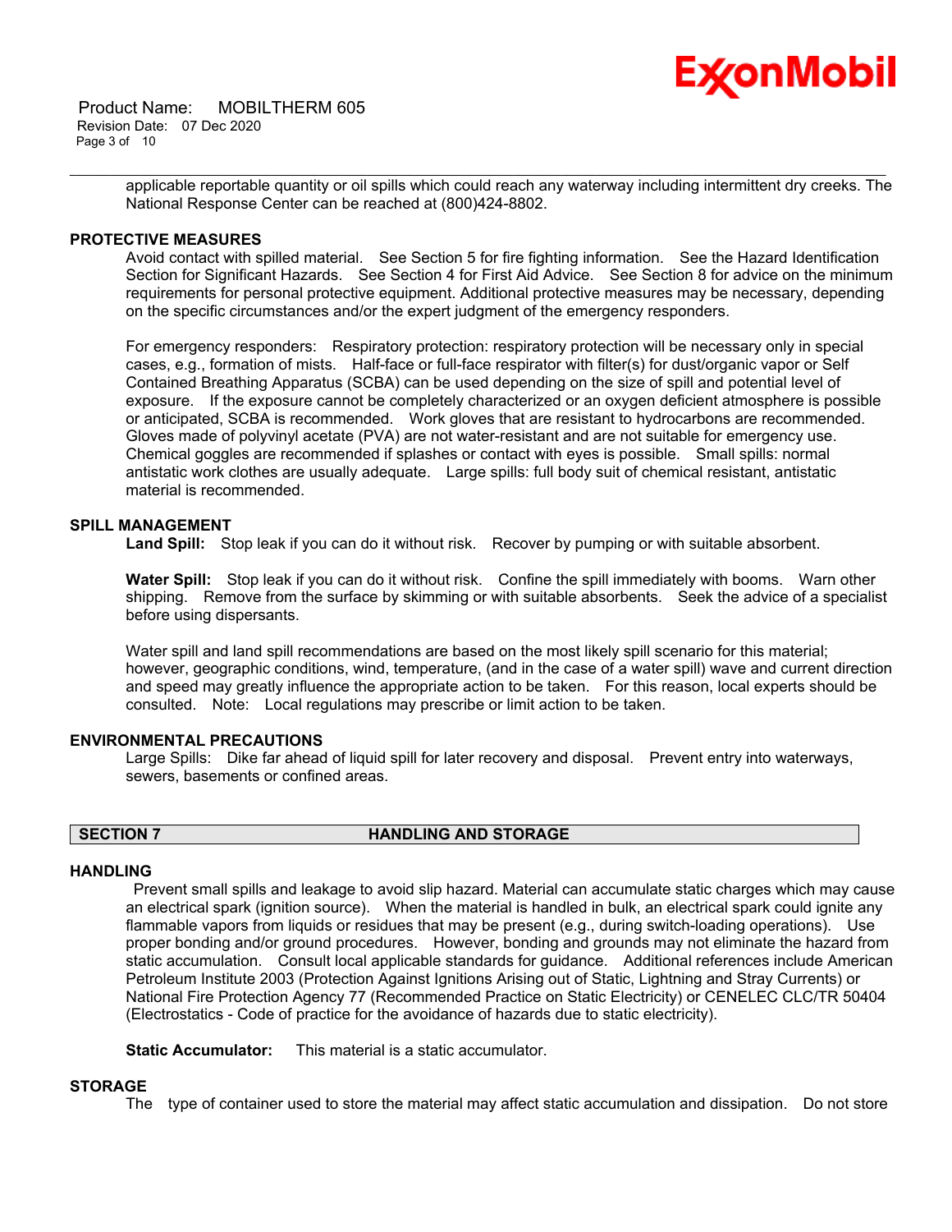applicable reportable quantity or oil spills which could reach any waterway including intermittent dry creeks. The National Response Center can be reached at (800)424-8802.

### PROTECTIVE MEASURES

Avoid contact with spilled material. See Section 5 for fire fighting information. See the Hazard Identification Section for Significant Hazards. See Section 4 for First Aid Advice. See Section 8 for advice on the minimum requirements for personal protective equipment. Additional protective measures may be necessary, depending on the specific circumstances and/or the expert judgment of the emergency responders.

For emergency responders: Respiratory protection: respiratory protection will be necessary only in special cases, e.g., formation of mists. Half-face or full-face respirator with filter(s) for dust/organic vapor or Self Contained Breathing Apparatus (SCBA) can be used depending on the size of spill and potential level of exposure. If the exposure cannot be completely characterized or an oxygen deficient atmosphere is possible or anticipated, SCBA is recommended. Work gloves that are resistant to hydrocarbons are recommended. Gloves made of polyvinyl acetate (PVA) are not water-resistant and are not suitable for emergency use. Chemical goggles are recommended if splashes or contact with eyes is possible. Small spills: normal antistatic work clothes are usually adequate. Large spills: full body suit of chemical resistant, antistatic material is recommended.

### SPILL MANAGEMENT

**Land Spill:** Stop leak if you can do it without risk. Recover by pumping or with suitable absorbent.

**Water Spill:** Stop leak if you can do it without risk. Confine the spill immediately with booms. Warn other shipping. Remove from the surface by skimming or with suitable absorbents. Seek the advice of a specialist before using dispersants.

Water spill and land spill recommendations are based on the most likely spill scenario for this material; however, geographic conditions, wind, temperature, (and in the case of a water spill) wave and current direction and speed may greatly influence the appropriate action to be taken. For this reason, local experts should be consulted. Note: Local regulations may prescribe or limit action to be taken.

### ENVIRONMENTAL PRECAUTIONS

Large Spills: Dike far ahead of liquid spill for later recovery and disposal. Prevent entry into waterways, sewers, basements or confined areas.

## SECTION 7 HANDLING AND STORAGE

### HANDLING

Prevent small spills and leakage to avoid slip hazard. Material can accumulate static charges which may cause an electrical spark (ignition source). When the material is handled in bulk, an electrical spark could ignite any flammable vapors from liquids or residues that may be present (e.g., during switch-loading operations). Use proper bonding and/or ground procedures. However, bonding and grounds may not eliminate the hazard from static accumulation. Consult local applicable standards for guidance. Additional references include American Petroleum Institute 2003 (Protection Against Ignitions Arising out of Static, Lightning and Stray Currents) or National Fire Protection Agency 77 (Recommended Practice on Static Electricity) or CENELEC CLC/TR 50404 (Electrostatics - Code of practice for the avoidance of hazards due to static electricity).

**Static Accumulator:** This material is a static accumulator.

### STORAGE

The type of container used to store the material may affect static accumulation and dissipation. Do not store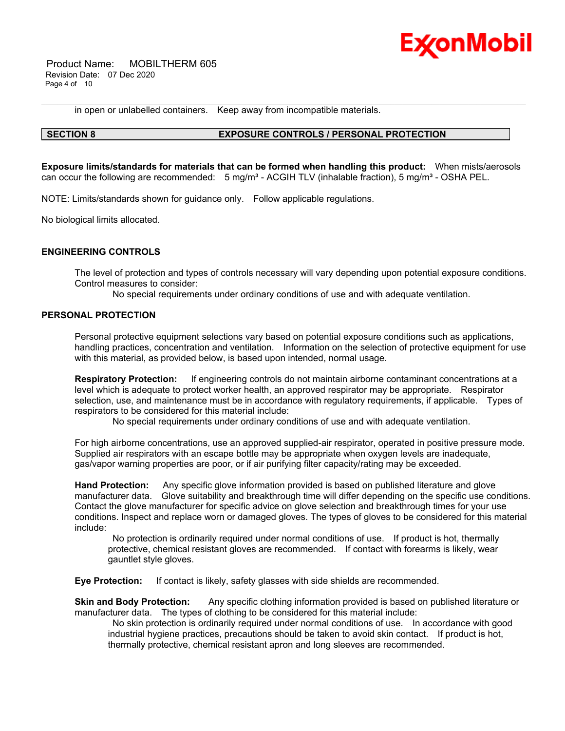in open or unlabelled containers. Keep away from incompatible materials.

## SECTION 8 EXPOSURE CONTROLS / PERSONAL PROTECTION

**Exposure limits/standards for materials that can be formed when handling this product:** When mists/aerosols can occur the following are recommended: 5 mg/m³ - ACGIH TLV (inhalable fraction), 5 mg/m³ - OSHA PEL.

NOTE: Limits/standards shown for guidance only. Follow applicable regulations.

No biological limits allocated.

### ENGINEERING CONTROLS

The level of protection and types of controls necessary will vary depending upon potential exposure conditions. Control measures to consider:

No special requirements under ordinary conditions of use and with adequate ventilation.

### PERSONAL PROTECTION

Personal protective equipment selections vary based on potential exposure conditions such as applications, handling practices, concentration and ventilation. Information on the selection of protective equipment for use with this material, as provided below, is based upon intended, normal usage.

**Respiratory Protection:** If engineering controls do not maintain airborne contaminant concentrations at a level which is adequate to protect worker health, an approved respirator may be appropriate. Respirator selection, use, and maintenance must be in accordance with regulatory requirements, if applicable. Types of respirators to be considered for this material include:

No special requirements under ordinary conditions of use and with adequate ventilation.

For high airborne concentrations, use an approved supplied-air respirator, operated in positive pressure mode. Supplied air respirators with an escape bottle may be appropriate when oxygen levels are inadequate, gas/vapor warning properties are poor, or if air purifying filter capacity/rating may be exceeded.

**Hand Protection:** Any specific glove information provided is based on published literature and glove manufacturer data. Glove suitability and breakthrough time will differ depending on the specific use conditions. Contact the glove manufacturer for specific advice on glove selection and breakthrough times for your use conditions. Inspect and replace worn or damaged gloves. The types of gloves to be considered for this material include:

No protection is ordinarily required under normal conditions of use. If product is hot, thermally protective, chemical resistant gloves are recommended. If contact with forearms is likely, wear gauntlet style gloves.

**Eye Protection:** If contact is likely, safety glasses with side shields are recommended.

**Skin and Body Protection:** Any specific clothing information provided is based on published literature or manufacturer data. The types of clothing to be considered for this material include:

No skin protection is ordinarily required under normal conditions of use. In accordance with good industrial hygiene practices, precautions should be taken to avoid skin contact. If product is hot, thermally protective, chemical resistant apron and long sleeves are recommended.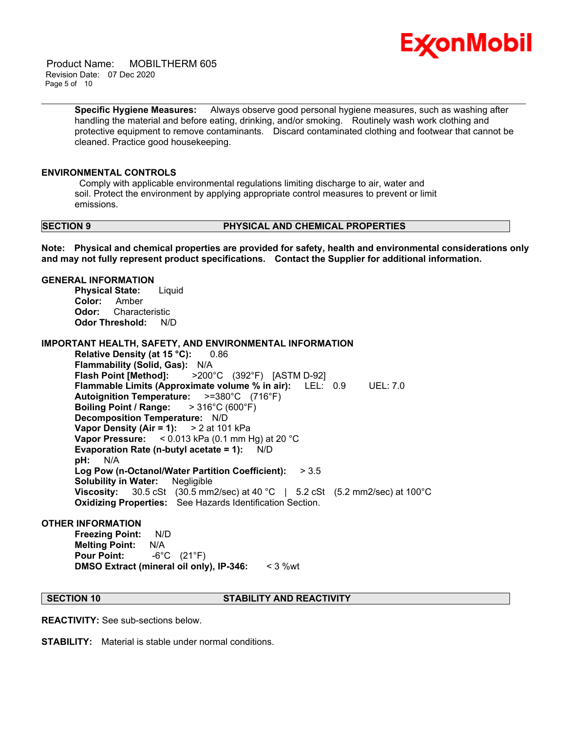**Specific Hygiene Measures:** Always observe good personal hygiene measures, such as washing after handling the material and before eating, drinking, and/or smoking. Routinely wash work clothing and protective equipment to remove contaminants. Discard contaminated clothing and footwear that cannot be cleaned. Practice good housekeeping.

**ENVIRONMENTAL CONTROLS**

Comply with applicable environmental regulations limiting discharge to air, water and soil. Protect the environment by applying appropriate control measures to prevent or limit emissions.

## SECTION 9 PHYSICAL AND CHEMICAL PROPERTIES

**Note: Physical and chemical properties are provided for safety, health and environmental considerations only and may not fully represent product specifications. Contact the Supplier for additional information.**

**GENERAL INFORMATION**

**Physical State:** Liquid
**Color:** Amber
**Odor:** Characteristic
**Odor Threshold:** N/D

**IMPORTANT HEALTH, SAFETY, AND ENVIRONMENTAL INFORMATION**

**Relative Density (at 15 °C):** 0.86
**Flammability (Solid, Gas):** N/A
**Flash Point [Method]:** >200°C (392°F) [ASTM D-92]
**Flammable Limits (Approximate volume % in air):** LEL: 0.9 UEL: 7.0
**Autoignition Temperature:** >=380°C (716°F)
**Boiling Point / Range:** > 316°C (600°F)
**Decomposition Temperature:** N/D
**Vapor Density (Air = 1):** > 2 at 101 kPa
**Vapor Pressure:** < 0.013 kPa (0.1 mm Hg) at 20 °C
**Evaporation Rate (n-butyl acetate = 1):** N/D
**pH:** N/A
**Log Pow (n-Octanol/Water Partition Coefficient):** > 3.5
**Solubility in Water:** Negligible
**Viscosity:** 30.5 cSt (30.5 mm2/sec) at 40 °C | 5.2 cSt (5.2 mm2/sec) at 100°C
**Oxidizing Properties:** See Hazards Identification Section.

**OTHER INFORMATION**

**Freezing Point:** N/D
**Melting Point:** N/A
**Pour Point:** -6°C (21°F)
**DMSO Extract (mineral oil only), IP-346:** < 3 %wt

## SECTION 10 STABILITY AND REACTIVITY

**REACTIVITY:** See sub-sections below.

**STABILITY:** Material is stable under normal conditions.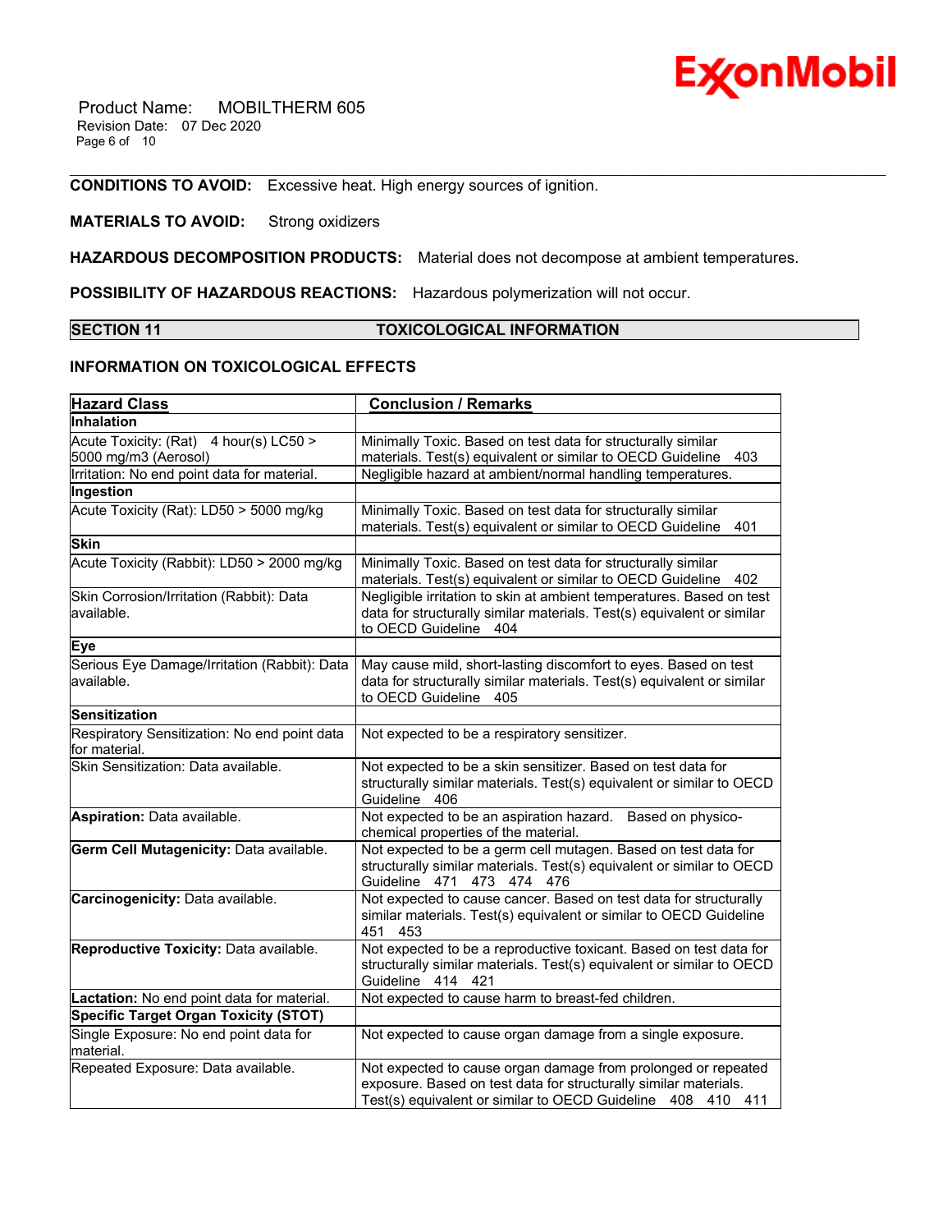**CONDITIONS TO AVOID:** Excessive heat. High energy sources of ignition.

**MATERIALS TO AVOID:** Strong oxidizers

**HAZARDOUS DECOMPOSITION PRODUCTS:** Material does not decompose at ambient temperatures.

**POSSIBILITY OF HAZARDOUS REACTIONS:** Hazardous polymerization will not occur.

## SECTION 11 TOXICOLOGICAL INFORMATION

### INFORMATION ON TOXICOLOGICAL EFFECTS

| Hazard Class | Conclusion / Remarks |
|---|---|
| **Inhalation** | |
| Acute Toxicity: (Rat) 4 hour(s) LC50 > 5000 mg/m3 (Aerosol) | Minimally Toxic. Based on test data for structurally similar materials. Test(s) equivalent or similar to OECD Guideline 403 |
| Irritation: No end point data for material. | Negligible hazard at ambient/normal handling temperatures. |
| **Ingestion** | |
| Acute Toxicity (Rat): LD50 > 5000 mg/kg | Minimally Toxic. Based on test data for structurally similar materials. Test(s) equivalent or similar to OECD Guideline 401 |
| **Skin** | |
| Acute Toxicity (Rabbit): LD50 > 2000 mg/kg | Minimally Toxic. Based on test data for structurally similar materials. Test(s) equivalent or similar to OECD Guideline 402 |
| Skin Corrosion/Irritation (Rabbit): Data available. | Negligible irritation to skin at ambient temperatures. Based on test data for structurally similar materials. Test(s) equivalent or similar to OECD Guideline 404 |
| **Eye** | |
| Serious Eye Damage/Irritation (Rabbit): Data available. | May cause mild, short-lasting discomfort to eyes. Based on test data for structurally similar materials. Test(s) equivalent or similar to OECD Guideline 405 |
| **Sensitization** | |
| Respiratory Sensitization: No end point data for material. | Not expected to be a respiratory sensitizer. |
| Skin Sensitization: Data available. | Not expected to be a skin sensitizer. Based on test data for structurally similar materials. Test(s) equivalent or similar to OECD Guideline 406 |
| **Aspiration:** Data available. | Not expected to be an aspiration hazard. Based on physico-chemical properties of the material. |
| **Germ Cell Mutagenicity:** Data available. | Not expected to be a germ cell mutagen. Based on test data for structurally similar materials. Test(s) equivalent or similar to OECD Guideline 471 473 474 476 |
| **Carcinogenicity:** Data available. | Not expected to cause cancer. Based on test data for structurally similar materials. Test(s) equivalent or similar to OECD Guideline 451 453 |
| **Reproductive Toxicity:** Data available. | Not expected to be a reproductive toxicant. Based on test data for structurally similar materials. Test(s) equivalent or similar to OECD Guideline 414 421 |
| **Lactation:** No end point data for material. | Not expected to cause harm to breast-fed children. |
| **Specific Target Organ Toxicity (STOT)** | |
| Single Exposure: No end point data for material. | Not expected to cause organ damage from a single exposure. |
| Repeated Exposure: Data available. | Not expected to cause organ damage from prolonged or repeated exposure. Based on test data for structurally similar materials. Test(s) equivalent or similar to OECD Guideline 408 410 411 |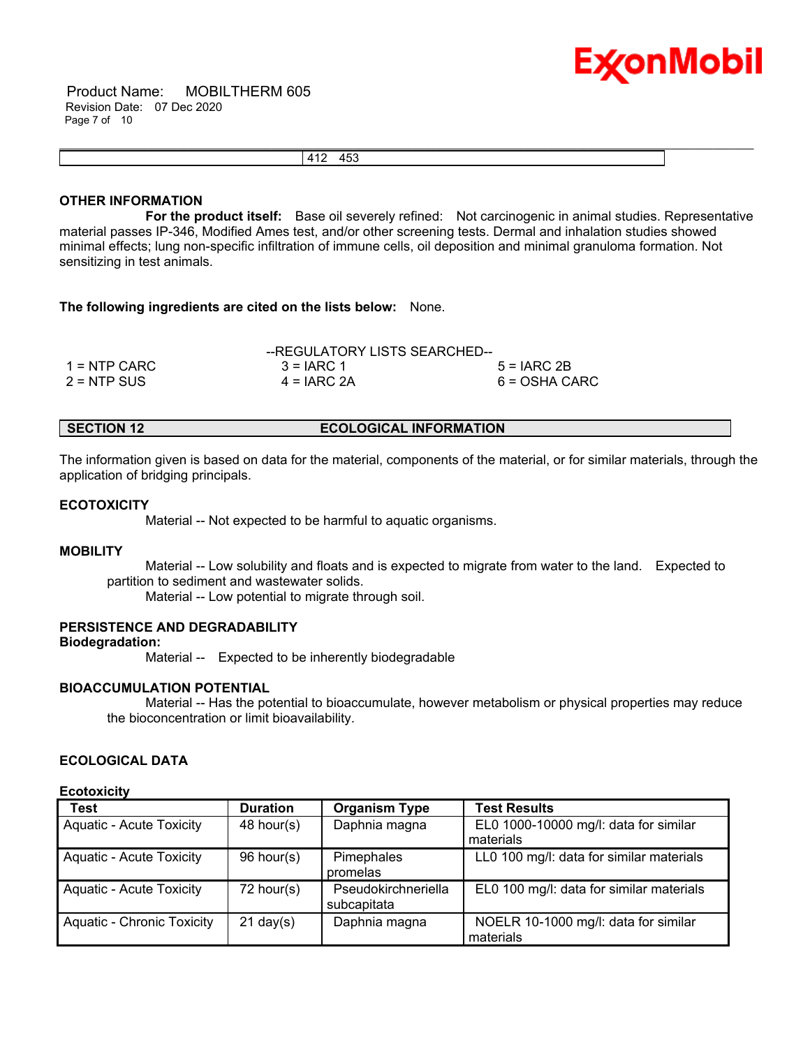| | |
|---|---|
| | 412 453 |

**OTHER INFORMATION**

**For the product itself:** Base oil severely refined: Not carcinogenic in animal studies. Representative material passes IP-346, Modified Ames test, and/or other screening tests. Dermal and inhalation studies showed minimal effects; lung non-specific infiltration of immune cells, oil deposition and minimal granuloma formation. Not sensitizing in test animals.

**The following ingredients are cited on the lists below:** None.

--REGULATORY LISTS SEARCHED--

| | | |
|---|---|---|
| 1 = NTP CARC | 3 = IARC 1 | 5 = IARC 2B |
| 2 = NTP SUS | 4 = IARC 2A | 6 = OSHA CARC |

## SECTION 12 ECOLOGICAL INFORMATION

The information given is based on data for the material, components of the material, or for similar materials, through the application of bridging principals.

**ECOTOXICITY**

Material -- Not expected to be harmful to aquatic organisms.

**MOBILITY**

Material -- Low solubility and floats and is expected to migrate from water to the land. Expected to partition to sediment and wastewater solids.

Material -- Low potential to migrate through soil.

**PERSISTENCE AND DEGRADABILITY**

**Biodegradation:**

Material -- Expected to be inherently biodegradable

**BIOACCUMULATION POTENTIAL**

Material -- Has the potential to bioaccumulate, however metabolism or physical properties may reduce the bioconcentration or limit bioavailability.

**ECOLOGICAL DATA**

**Ecotoxicity**

| Test | Duration | Organism Type | Test Results |
|---|---|---|---|
| Aquatic - Acute Toxicity | 48 hour(s) | Daphnia magna | EL0 1000-10000 mg/l: data for similar materials |
| Aquatic - Acute Toxicity | 96 hour(s) | Pimephales promelas | LL0 100 mg/l: data for similar materials |
| Aquatic - Acute Toxicity | 72 hour(s) | Pseudokirchneriella subcapitata | EL0 100 mg/l: data for similar materials |
| Aquatic - Chronic Toxicity | 21 day(s) | Daphnia magna | NOELR 10-1000 mg/l: data for similar materials |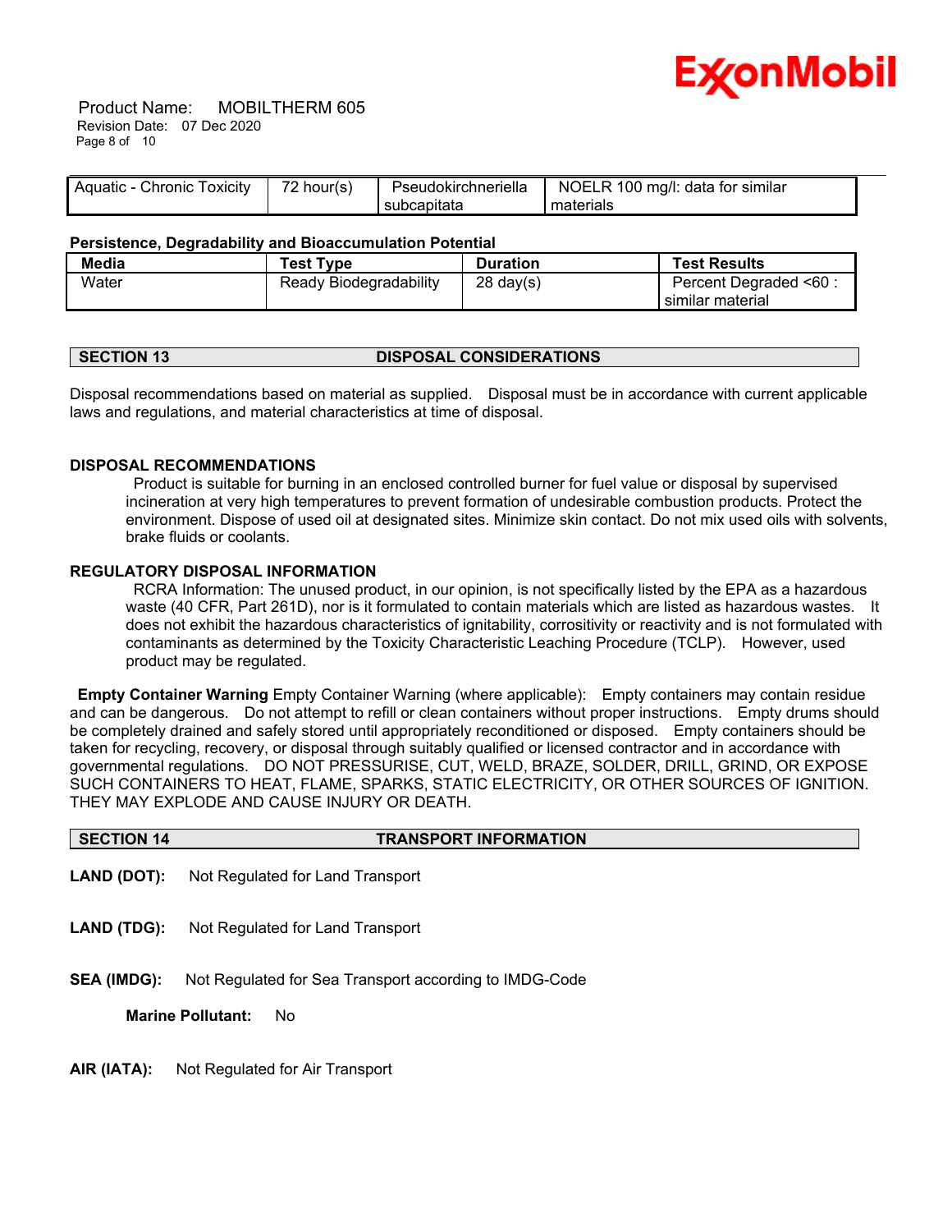| | | | |
|---|---|---|---|
| Aquatic - Chronic Toxicity | 72 hour(s) | Pseudokirchneriella subcapitata | NOELR 100 mg/l: data for similar materials |

**Persistence, Degradability and Bioaccumulation Potential**

| Media | Test Type | Duration | Test Results |
|---|---|---|---|
| Water | Ready Biodegradability | 28 day(s) | Percent Degraded <60 : similar material |

## SECTION 13 DISPOSAL CONSIDERATIONS

Disposal recommendations based on material as supplied. Disposal must be in accordance with current applicable laws and regulations, and material characteristics at time of disposal.

**DISPOSAL RECOMMENDATIONS**

Product is suitable for burning in an enclosed controlled burner for fuel value or disposal by supervised incineration at very high temperatures to prevent formation of undesirable combustion products. Protect the environment. Dispose of used oil at designated sites. Minimize skin contact. Do not mix used oils with solvents, brake fluids or coolants.

**REGULATORY DISPOSAL INFORMATION**

RCRA Information: The unused product, in our opinion, is not specifically listed by the EPA as a hazardous waste (40 CFR, Part 261D), nor is it formulated to contain materials which are listed as hazardous wastes. It does not exhibit the hazardous characteristics of ignitability, corrositivity or reactivity and is not formulated with contaminants as determined by the Toxicity Characteristic Leaching Procedure (TCLP). However, used product may be regulated.

**Empty Container Warning** Empty Container Warning (where applicable): Empty containers may contain residue and can be dangerous. Do not attempt to refill or clean containers without proper instructions. Empty drums should be completely drained and safely stored until appropriately reconditioned or disposed. Empty containers should be taken for recycling, recovery, or disposal through suitably qualified or licensed contractor and in accordance with governmental regulations. DO NOT PRESSURISE, CUT, WELD, BRAZE, SOLDER, DRILL, GRIND, OR EXPOSE SUCH CONTAINERS TO HEAT, FLAME, SPARKS, STATIC ELECTRICITY, OR OTHER SOURCES OF IGNITION. THEY MAY EXPLODE AND CAUSE INJURY OR DEATH.

## SECTION 14 TRANSPORT INFORMATION

**LAND (DOT):** Not Regulated for Land Transport

**LAND (TDG):** Not Regulated for Land Transport

**SEA (IMDG):** Not Regulated for Sea Transport according to IMDG-Code

**Marine Pollutant:** No

**AIR (IATA):** Not Regulated for Air Transport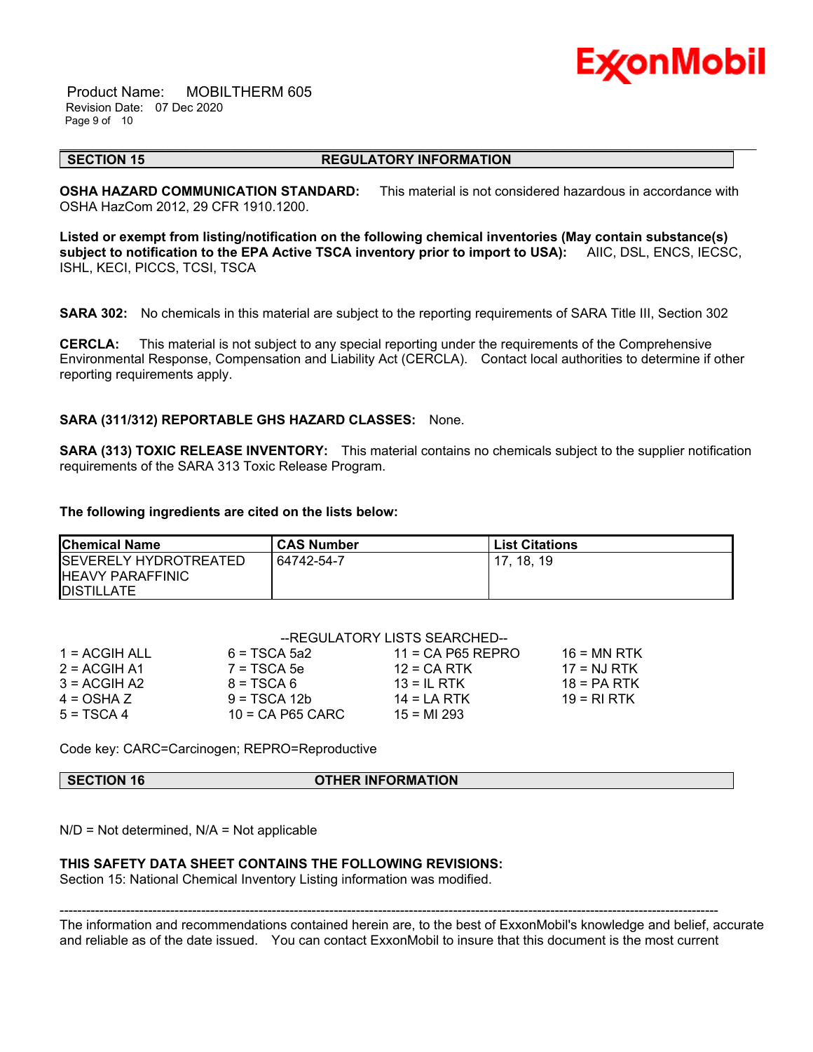## SECTION 15 REGULATORY INFORMATION

**OSHA HAZARD COMMUNICATION STANDARD:** This material is not considered hazardous in accordance with OSHA HazCom 2012, 29 CFR 1910.1200.

**Listed or exempt from listing/notification on the following chemical inventories (May contain substance(s) subject to notification to the EPA Active TSCA inventory prior to import to USA):** AIIC, DSL, ENCS, IECSC, ISHL, KECI, PICCS, TCSI, TSCA

**SARA 302:** No chemicals in this material are subject to the reporting requirements of SARA Title III, Section 302

**CERCLA:** This material is not subject to any special reporting under the requirements of the Comprehensive Environmental Response, Compensation and Liability Act (CERCLA). Contact local authorities to determine if other reporting requirements apply.

**SARA (311/312) REPORTABLE GHS HAZARD CLASSES:** None.

**SARA (313) TOXIC RELEASE INVENTORY:** This material contains no chemicals subject to the supplier notification requirements of the SARA 313 Toxic Release Program.

**The following ingredients are cited on the lists below:**

| Chemical Name | CAS Number | List Citations |
|---|---|---|
| SEVERELY HYDROTREATED HEAVY PARAFFINIC DISTILLATE | 64742-54-7 | 17, 18, 19 |

--REGULATORY LISTS SEARCHED--

| | | | |
|---|---|---|---|
| 1 = ACGIH ALL | 6 = TSCA 5a2 | 11 = CA P65 REPRO | 16 = MN RTK |
| 2 = ACGIH A1 | 7 = TSCA 5e | 12 = CA RTK | 17 = NJ RTK |
| 3 = ACGIH A2 | 8 = TSCA 6 | 13 = IL RTK | 18 = PA RTK |
| 4 = OSHA Z | 9 = TSCA 12b | 14 = LA RTK | 19 = RI RTK |
| 5 = TSCA 4 | 10 = CA P65 CARC | 15 = MI 293 | |

Code key: CARC=Carcinogen; REPRO=Reproductive

## SECTION 16 OTHER INFORMATION

N/D = Not determined, N/A = Not applicable

**THIS SAFETY DATA SHEET CONTAINS THE FOLLOWING REVISIONS:**
Section 15: National Chemical Inventory Listing information was modified.

-----------------------------------------------------------------------------------------------------------------------------------------------

The information and recommendations contained herein are, to the best of ExxonMobil's knowledge and belief, accurate and reliable as of the date issued. You can contact ExxonMobil to insure that this document is the most current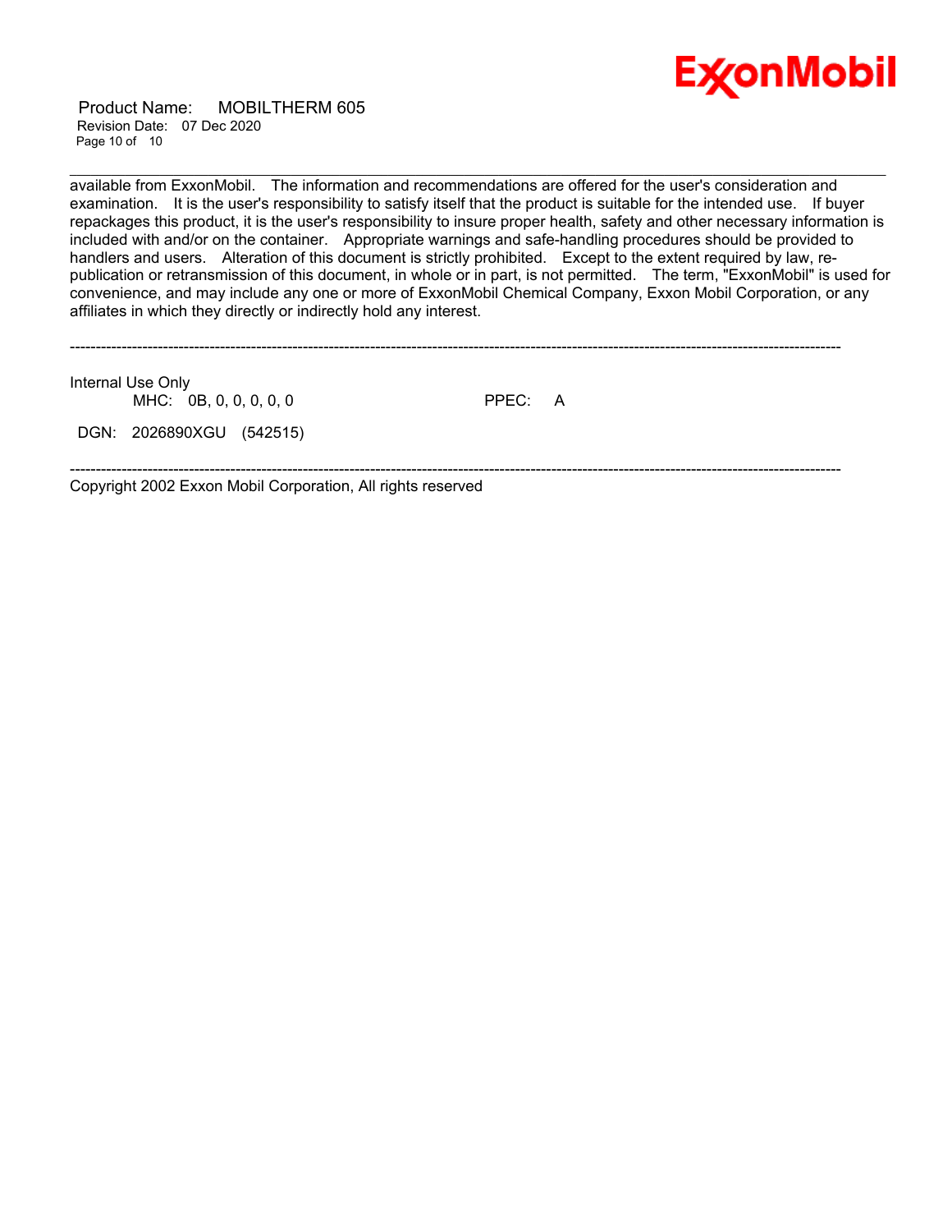available from ExxonMobil. The information and recommendations are offered for the user's consideration and examination. It is the user's responsibility to satisfy itself that the product is suitable for the intended use. If buyer repackages this product, it is the user's responsibility to insure proper health, safety and other necessary information is included with and/or on the container. Appropriate warnings and safe-handling procedures should be provided to handlers and users. Alteration of this document is strictly prohibited. Except to the extent required by law, re-publication or retransmission of this document, in whole or in part, is not permitted. The term, "ExxonMobil" is used for convenience, and may include any one or more of ExxonMobil Chemical Company, Exxon Mobil Corporation, or any affiliates in which they directly or indirectly hold any interest.

---

Internal Use Only

MHC: 0B, 0, 0, 0, 0, 0 PPEC: A

DGN: 2026890XGU (542515)

---

Copyright 2002 Exxon Mobil Corporation, All rights reserved